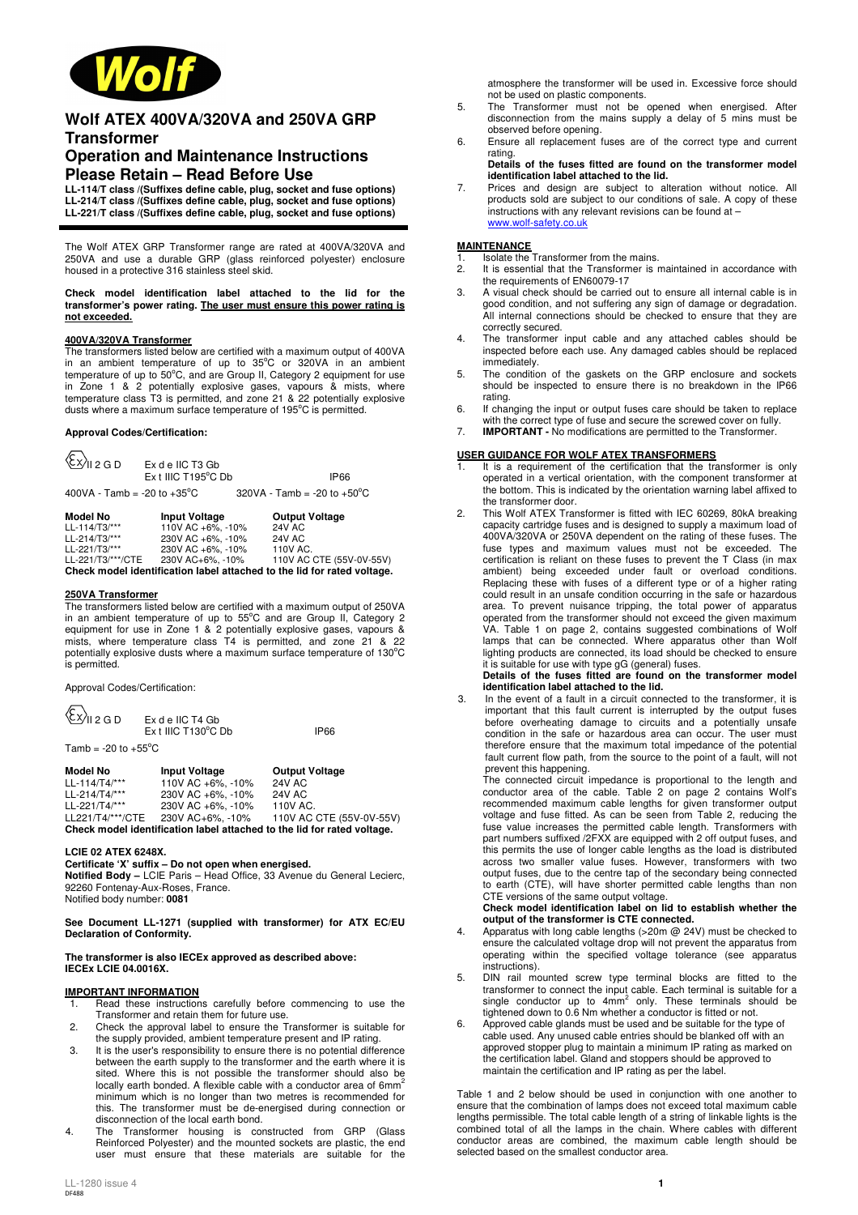# Wolf ATEX 400VA/320VA and 250VA GRP Transformer

## Operation and Maintenance Instructions

## Please Retain – Read Before Use

**LL-114/T class /(Suffixes define cable, plug, socket and fuse options)**
**LL-214/T class /(Suffixes define cable, plug, socket and fuse options)**
**LL-221/T class /(Suffixes define cable, plug, socket and fuse options)**

The Wolf ATEX GRP Transformer range are rated at 400VA/320VA and 250VA and use a durable GRP (glass reinforced polyester) enclosure housed in a protective 316 stainless steel skid.

**Check model identification label attached to the lid for the transformer's power rating. The user must ensure this power rating is not exceeded.**

### 400VA/320VA Transformer

The transformers listed below are certified with a maximum output of 400VA in an ambient temperature of up to 35°C or 320VA in an ambient temperature of up to 50°C, and are Group II, Category 2 equipment for use in Zone 1 & 2 potentially explosive gases, vapours & mists, where temperature class T3 is permitted, and zone 21 & 22 potentially explosive dusts where a maximum surface temperature of 195°C is permitted.

**Approval Codes/Certification:**

Ex II 2 G D — Ex d e IIC T3 Gb
Ex t IIIC T195°C Db — IP66

400VA - Tamb = -20 to +35°C — 320VA - Tamb = -20 to +50°C

| Model No | Input Voltage | Output Voltage |
|---|---|---|
| LL-114/T3/*** | 110V AC +6%, -10% | 24V AC |
| LL-214/T3/*** | 230V AC +6%, -10% | 24V AC |
| LL-221/T3/*** | 230V AC +6%, -10% | 110V AC. |
| LL-221/T3/***/CTE | 230V AC+6%, -10% | 110V AC CTE (55V-0V-55V) |

**Check model identification label attached to the lid for rated voltage.**

### 250VA Transformer

The transformers listed below are certified with a maximum output of 250VA in an ambient temperature of up to 55°C and are Group II, Category 2 equipment for use in Zone 1 & 2 potentially explosive gases, vapours & mists, where temperature class T4 is permitted, and zone 21 & 22 potentially explosive dusts where a maximum surface temperature of 130°C is permitted.

Approval Codes/Certification:

Ex II 2 G D — Ex d e IIC T4 Gb
Ex t IIIC T130°C Db — IP66

Tamb = -20 to +55°C

| Model No | Input Voltage | Output Voltage |
|---|---|---|
| LL-114/T4/*** | 110V AC +6%, -10% | 24V AC |
| LL-214/T4/*** | 230V AC +6%, -10% | 24V AC |
| LL-221/T4/*** | 230V AC +6%, -10% | 110V AC. |
| LL221/T4/***/CTE | 230V AC+6%, -10% | 110V AC CTE (55V-0V-55V) |

**Check model identification label attached to the lid for rated voltage.**

**LCIE 02 ATEX 6248X.**
**Certificate 'X' suffix – Do not open when energised.**
**Notified Body –** LCIE Paris – Head Office, 33 Avenue du General Lecierc, 92260 Fontenay-Aux-Roses, France.
Notified body number: **0081**

**See Document LL-1271 (supplied with transformer) for ATX EC/EU Declaration of Conformity.**

**The transformer is also IECEx approved as described above: IECEx LCIE 04.0016X.**

### IMPORTANT INFORMATION

1. Read these instructions carefully before commencing to use the Transformer and retain them for future use.
2. Check the approval label to ensure the Transformer is suitable for the supply provided, ambient temperature present and IP rating.
3. It is the user's responsibility to ensure there is no potential difference between the earth supply to the transformer and the earth where it is sited. Where this is not possible the transformer should also be locally earth bonded. A flexible cable with a conductor area of 6mm$^2$ minimum which is no longer than two metres is recommended for this. The transformer must be de-energised during connection or disconnection of the local earth bond.
4. The Transformer housing is constructed from GRP (Glass Reinforced Polyester) and the mounted sockets are plastic, the end user must ensure that these materials are suitable for the atmosphere the transformer will be used in. Excessive force should not be used on plastic components.
5. The Transformer must not be opened when energised. After disconnection from the mains supply a delay of 5 mins must be observed before opening.
6. Ensure all replacement fuses are of the correct type and current rating.
   **Details of the fuses fitted are found on the transformer model identification label attached to the lid.**
7. Prices and design are subject to alteration without notice. All products sold are subject to our conditions of sale. A copy of these instructions with any relevant revisions can be found at – www.wolf-safety.co.uk

### MAINTENANCE

1. Isolate the Transformer from the mains.
2. It is essential that the Transformer is maintained in accordance with the requirements of EN60079-17
3. A visual check should be carried out to ensure all internal cable is in good condition, and not suffering any sign of damage or degradation. All internal connections should be checked to ensure that they are correctly secured.
4. The transformer input cable and any attached cables should be inspected before each use. Any damaged cables should be replaced immediately.
5. The condition of the gaskets on the GRP enclosure and sockets should be inspected to ensure there is no breakdown in the IP66 rating.
6. If changing the input or output fuses care should be taken to replace with the correct type of fuse and secure the screwed cover on fully.
7. **IMPORTANT -** No modifications are permitted to the Transformer.

### USER GUIDANCE FOR WOLF ATEX TRANSFORMERS

1. It is a requirement of the certification that the transformer is only operated in a vertical orientation, with the component transformer at the bottom. This is indicated by the orientation warning label affixed to the transformer door.
2. This Wolf ATEX Transformer is fitted with IEC 60269, 80kA breaking capacity cartridge fuses and is designed to supply a maximum load of 400VA/320VA or 250VA dependent on the rating of these fuses. The fuse types and maximum values must not be exceeded. The certification is reliant on these fuses to prevent the T Class (in max ambient) being exceeded under fault or overload conditions. Replacing these with fuses of a different type or of a higher rating could result in an unsafe condition occurring in the safe or hazardous area. To prevent nuisance tripping, the total power of apparatus operated from the transformer should not exceed the given maximum VA. Table 1 on page 2, contains suggested combinations of Wolf lamps that can be connected. Where apparatus other than Wolf lighting products are connected, its load should be checked to ensure it is suitable for use with type gG (general) fuses.
   **Details of the fuses fitted are found on the transformer model identification label attached to the lid.**
3. In the event of a fault in a circuit connected to the transformer, it is important that this fault current is interrupted by the output fuses before overheating damage to circuits and a potentially unsafe condition in the safe or hazardous area can occur. The user must therefore ensure that the maximum total impedance of the potential fault current flow path, from the source to the point of a fault, will not prevent this happening.
   The connected circuit impedance is proportional to the length and conductor area of the cable. Table 2 on page 2 contains Wolf's recommended maximum cable lengths for given transformer output voltage and fuse fitted. As can be seen from Table 2, reducing the fuse value increases the permitted cable length. Transformers with part numbers suffixed /2FXX are equipped with 2 off output fuses, and this permits the use of longer cable lengths as the load is distributed across two smaller value fuses. However, transformers with two output fuses, due to the centre tap of the secondary being connected to earth (CTE), will have shorter permitted cable lengths than non CTE versions of the same output voltage.
   **Check model identification label on lid to establish whether the output of the transformer is CTE connected.**
4. Apparatus with long cable lengths (>20m @ 24V) must be checked to ensure the calculated voltage drop will not prevent the apparatus from operating within the specified voltage tolerance (see apparatus instructions).
5. DIN rail mounted screw type terminal blocks are fitted to the transformer to connect the input cable. Each terminal is suitable for a single conductor up to 4mm$^2$ only. These terminals should be tightened down to 0.6 Nm whether a conductor is fitted or not.
6. Approved cable glands must be used and be suitable for the type of cable used. Any unused cable entries should be blanked off with an approved stopper plug to maintain a minimum IP rating as marked on the certification label. Gland and stoppers should be approved to maintain the certification and IP rating as per the label.

Table 1 and 2 below should be used in conjunction with one another to ensure that the combination of lamps does not exceed total maximum cable lengths permissible. The total cable length of a string of linkable lights is the combined total of all the lamps in the chain. Where cables with different conductor areas are combined, the maximum cable length should be selected based on the smallest conductor area.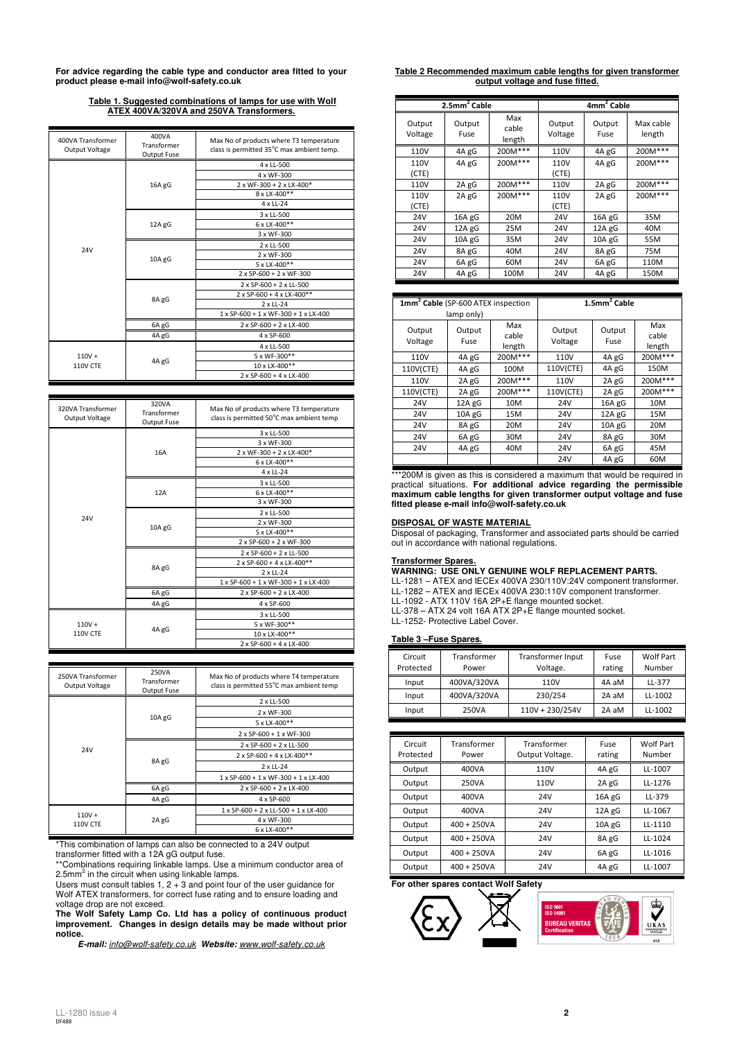**For advice regarding the cable type and conductor area fitted to your product please e-mail info@wolf-safety.co.uk**

**Table 1. Suggested combinations of lamps for use with Wolf ATEX 400VA/320VA and 250VA Transformers.**

| 400VA Transformer Output Voltage | 400VA Transformer Output Fuse | Max No of products where T3 temperature class is permitted 35°C max ambient temp. |
|---|---|---|
| 24V | 16A gG | 4 x LL-500 |
| | | 4 x WF-300 |
| | | 2 x WF-300 + 2 x LX-400* |
| | | 8 x LX-400** |
| | | 4 x LL-24 |
| | 12A gG | 3 x LL-500 |
| | | 6 x LX-400** |
| | | 3 x WF-300 |
| | 10A gG | 2 x LL-500 |
| | | 2 x WF-300 |
| | | 5 x LX-400** |
| | | 2 x SP-600 + 2 x WF-300 |
| | 8A gG | 2 x SP-600 + 2 x LL-500 |
| | | 2 x SP-600 + 4 x LX-400** |
| | | 2 x LL-24 |
| | | 1 x SP-600 + 1 x WF-300 + 1 x LX-400 |
| | 6A gG | 2 x SP-600 + 2 x LX-400 |
| | 4A gG | 4 x SP-600 |
| 110V + 110V CTE | 4A gG | 4 x LL-500 |
| | | 5 x WF-300** |
| | | 10 x LX-400** |
| | | 2 x SP-600 + 4 x LX-400 |

| 320VA Transformer Output Voltage | 320VA Transformer Output Fuse | Max No of products where T3 temperature class is permitted 50°C max ambient temp |
|---|---|---|
| 24V | 16A | 3 x LL-500 |
| | | 3 x WF-300 |
| | | 2 x WF-300 + 2 x LX-400* |
| | | 6 x LX-400** |
| | | 4 x LL-24 |
| | 12A | 3 x LL-500 |
| | | 6 x LX-400** |
| | | 3 x WF-300 |
| | 10A gG | 2 x LL-500 |
| | | 2 x WF-300 |
| | | 5 x LX-400** |
| | | 2 x SP-600 + 2 x WF-300 |
| | 8A gG | 2 x SP-600 + 2 x LL-500 |
| | | 2 x SP-600 + 4 x LX-400** |
| | | 2 x LL-24 |
| | | 1 x SP-600 + 1 x WF-300 + 1 x LX-400 |
| | 6A gG | 2 x SP-600 + 2 x LX-400 |
| | 4A gG | 4 x SP-600 |
| 110V + 110V CTE | 4A gG | 3 x LL-500 |
| | | 5 x WF-300** |
| | | 10 x LX-400** |
| | | 2 x SP-600 + 4 x LX-400 |

| 250VA Transformer Output Voltage | 250VA Transformer Output Fuse | Max No of products where T4 temperature class is permitted 55°C max ambient temp |
|---|---|---|
| 24V | 10A gG | 2 x LL-500 |
| | | 2 x WF-300 |
| | | 5 x LX-400** |
| | | 2 x SP-600 + 1 x WF-300 |
| | 8A gG | 2 x SP-600 + 2 x LL-500 |
| | | 2 x SP-600 + 4 x LX-400** |
| | | 2 x LL-24 |
| | | 1 x SP-600 + 1 x WF-300 + 1 x LX-400 |
| | 6A gG | 2 x SP-600 + 2 x LX-400 |
| | 4A gG | 4 x SP-600 |
| 110V + 110V CTE | 2A gG | 1 x SP-600 + 2 x LL-500 + 1 x LX-400 |
| | | 4 x WF-300 |
| | | 6 x LX-400** |

*This combination of lamps can also be connected to a 24V output transformer fitted with a 12A gG output fuse.

**Combinations requiring linkable lamps. Use a minimum conductor area of 2.5mm$^2$ in the circuit when using linkable lamps.

Users must consult tables 1, 2 + 3 and point four of the user guidance for Wolf ATEX transformers, for correct fuse rating and to ensure loading and voltage drop are not exceed.

**The Wolf Safety Lamp Co. Ltd has a policy of continuous product improvement. Changes in design details may be made without prior notice.**

***E-mail:*** *info@wolf-safety.co.uk* ***Website:*** *www.wolf-safety.co.uk*

**Table 2 Recommended maximum cable lengths for given transformer output voltage and fuse fitted.**

| 2.5mm$^2$ Cable | | | 4mm$^2$ Cable | | |
|---|---|---|---|---|---|
| Output Voltage | Output Fuse | Max cable length | Output Voltage | Output Fuse | Max cable length |
| 110V | 4A gG | 200M*** | 110V | 4A gG | 200M*** |
| 110V (CTE) | 4A gG | 200M*** | 110V (CTE) | 4A gG | 200M*** |
| 110V | 2A gG | 200M*** | 110V | 2A gG | 200M*** |
| 110V (CTE) | 2A gG | 200M*** | 110V (CTE) | 2A gG | 200M*** |
| 24V | 16A gG | 20M | 24V | 16A gG | 35M |
| 24V | 12A gG | 25M | 24V | 12A gG | 40M |
| 24V | 10A gG | 35M | 24V | 10A gG | 55M |
| 24V | 8A gG | 40M | 24V | 8A gG | 75M |
| 24V | 6A gG | 60M | 24V | 6A gG | 110M |
| 24V | 4A gG | 100M | 24V | 4A gG | 150M |

| 1mm$^2$ Cable (SP-600 ATEX inspection lamp only) | | | 1.5mm$^2$ Cable | | |
|---|---|---|---|---|---|
| Output Voltage | Output Fuse | Max cable length | Output Voltage | Output Fuse | Max cable length |
| 110V | 4A gG | 200M*** | 110V | 4A gG | 200M*** |
| 110V(CTE) | 4A gG | 100M | 110V(CTE) | 4A gG | 150M |
| 110V | 2A gG | 200M*** | 110V | 2A gG | 200M*** |
| 110V(CTE) | 2A gG | 200M*** | 110V(CTE) | 2A gG | 200M*** |
| 24V | 12A gG | 10M | 24V | 16A gG | 10M |
| 24V | 10A gG | 15M | 24V | 12A gG | 15M |
| 24V | 8A gG | 20M | 24V | 10A gG | 20M |
| 24V | 6A gG | 30M | 24V | 8A gG | 30M |
| 24V | 4A gG | 40M | 24V | 6A gG | 45M |
| | | | 24V | 4A gG | 60M |

***200M is given as this is considered a maximum that would be required in practical situations. **For additional advice regarding the permissible maximum cable lengths for given transformer output voltage and fuse fitted please e-mail info@wolf-safety.co.uk**

**DISPOSAL OF WASTE MATERIAL**

Disposal of packaging, Transformer and associated parts should be carried out in accordance with national regulations.

**Transformer Spares.**

**WARNING: USE ONLY GENUINE WOLF REPLACEMENT PARTS.**

LL-1281 – ATEX and IECEx 400VA 230/110V:24V component transformer.
LL-1282 – ATEX and IECEx 400VA 230:110V component transformer.
LL-1092 - ATX 110V 16A 2P+E flange mounted socket.
LL-378 – ATX 24 volt 16A ATX 2P+E flange mounted socket.
LL-1252- Protective Label Cover.

**Table 3 –Fuse Spares.**

| Circuit Protected | Transformer Power | Transformer Input Voltage. | Fuse rating | Wolf Part Number |
|---|---|---|---|---|
| Input | 400VA/320VA | 110V | 4A aM | LL-377 |
| Input | 400VA/320VA | 230/254 | 2A aM | LL-1002 |
| Input | 250VA | 110V + 230/254V | 2A aM | LL-1002 |

| Circuit Protected | Transformer Power | Transformer Output Voltage. | Fuse rating | Wolf Part Number |
|---|---|---|---|---|
| Output | 400VA | 110V | 4A gG | LL-1007 |
| Output | 250VA | 110V | 2A gG | LL-1276 |
| Output | 400VA | 24V | 16A gG | LL-379 |
| Output | 400VA | 24V | 12A gG | LL-1067 |
| Output | 400 + 250VA | 24V | 10A gG | LL-1110 |
| Output | 400 + 250VA | 24V | 8A gG | LL-1024 |
| Output | 400 + 250VA | 24V | 6A gG | LL-1016 |
| Output | 400 + 250VA | 24V | 4A gG | LL-1007 |

**For other spares contact Wolf Safety**

ISO 9001
ISO 14001
BUREAU VERITAS Certification

UKAS MANAGEMENT SYSTEMS 008

LL-1280 issue 4
DF488